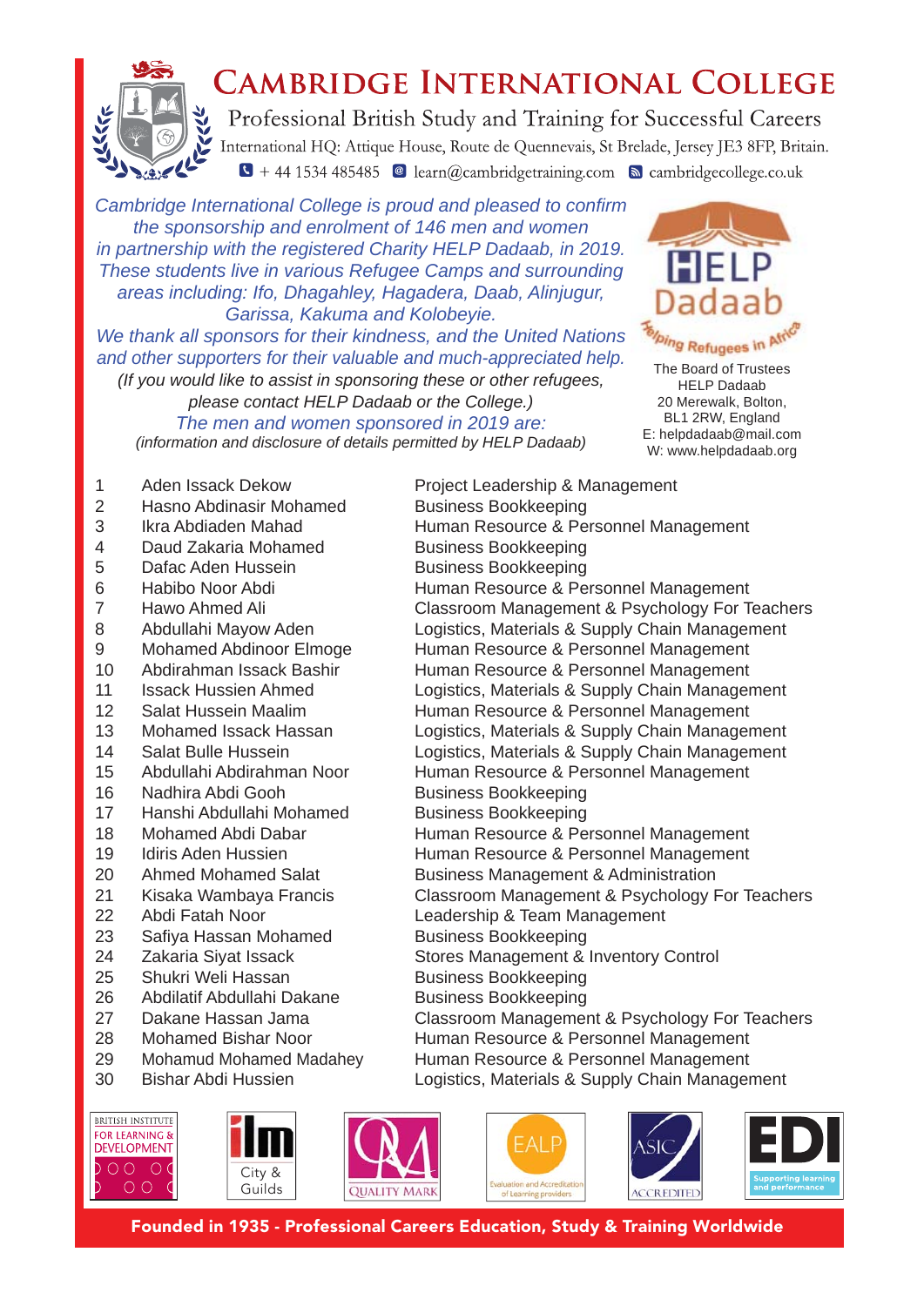# Cambridge International College

Professional British Study and Training for Successful Careers

International HQ: Attique House, Route de Quennevais, St Brelade, Jersey JE3 8FP, Britain.

+ 44 1534 485485 learn@cambridgetraining.com cambridgecollege.co.uk

*Cambridge International College is proud and pleased to confirm the sponsorship and enrolment of 146 men and women in partnership with the registered Charity HELP Dadaab, in 2019. These students live in various Refugee Camps and surrounding areas including: Ifo, Dhagahley, Hagadera, Daab, Alinjugur, Garissa, Kakuma and Kolobeyie.*

*We thank all sponsors for their kindness, and the United Nations and other supporters for their valuable and much-appreciated help.*

*(If you would like to assist in sponsoring these or other refugees, please contact HELP Dadaab or the College.)*

*The men and women sponsored in 2019 are:*

*(information and disclosure of details permitted by HELP Dadaab)*

HELP Dadaab
Helping Refugees in Africa

The Board of Trustees
HELP Dadaab
20 Merewalk, Bolton,
BL1 2RW, England
E: helpdadaab@mail.com
W: www.helpdadaab.org

| | | |
|---|---|---|
| 1 | Aden Issack Dekow | Project Leadership & Management |
| 2 | Hasno Abdinasir Mohamed | Business Bookkeeping |
| 3 | Ikra Abdiaden Mahad | Human Resource & Personnel Management |
| 4 | Daud Zakaria Mohamed | Business Bookkeeping |
| 5 | Dafac Aden Hussein | Business Bookkeeping |
| 6 | Habibo Noor Abdi | Human Resource & Personnel Management |
| 7 | Hawo Ahmed Ali | Classroom Management & Psychology For Teachers |
| 8 | Abdullahi Mayow Aden | Logistics, Materials & Supply Chain Management |
| 9 | Mohamed Abdinoor Elmoge | Human Resource & Personnel Management |
| 10 | Abdirahman Issack Bashir | Human Resource & Personnel Management |
| 11 | Issack Hussien Ahmed | Logistics, Materials & Supply Chain Management |
| 12 | Salat Hussein Maalim | Human Resource & Personnel Management |
| 13 | Mohamed Issack Hassan | Logistics, Materials & Supply Chain Management |
| 14 | Salat Bulle Hussein | Logistics, Materials & Supply Chain Management |
| 15 | Abdullahi Abdirahman Noor | Human Resource & Personnel Management |
| 16 | Nadhira Abdi Gooh | Business Bookkeeping |
| 17 | Hanshi Abdullahi Mohamed | Business Bookkeeping |
| 18 | Mohamed Abdi Dabar | Human Resource & Personnel Management |
| 19 | Idiris Aden Hussien | Human Resource & Personnel Management |
| 20 | Ahmed Mohamed Salat | Business Management & Administration |
| 21 | Kisaka Wambaya Francis | Classroom Management & Psychology For Teachers |
| 22 | Abdi Fatah Noor | Leadership & Team Management |
| 23 | Safiya Hassan Mohamed | Business Bookkeeping |
| 24 | Zakaria Siyat Issack | Stores Management & Inventory Control |
| 25 | Shukri Weli Hassan | Business Bookkeeping |
| 26 | Abdilatif Abdullahi Dakane | Business Bookkeeping |
| 27 | Dakane Hassan Jama | Classroom Management & Psychology For Teachers |
| 28 | Mohamed Bishar Noor | Human Resource & Personnel Management |
| 29 | Mohamud Mohamed Madahey | Human Resource & Personnel Management |
| 30 | Bishar Abdi Hussien | Logistics, Materials & Supply Chain Management |

British Institute for Learning & Development | ilm City & Guilds | Quality Mark | EALP Evaluation and Accreditation of Learning providers | ASIC Accredited | EDI Supporting learning and performance

**Founded in 1935 - Professional Careers Education, Study & Training Worldwide**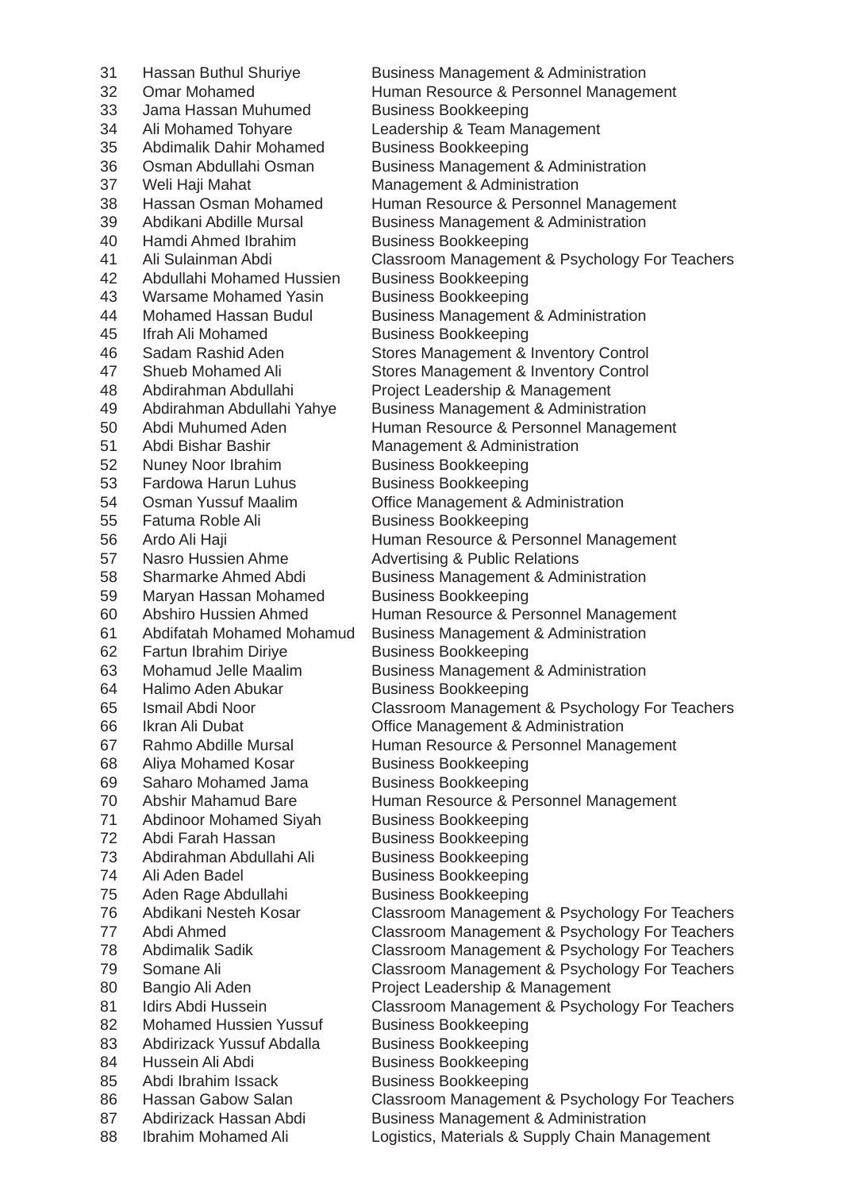| | | |
|---|---|---|
| 31 | Hassan Buthul Shuriye | Business Management & Administration |
| 32 | Omar Mohamed | Human Resource & Personnel Management |
| 33 | Jama Hassan Muhumed | Business Bookkeeping |
| 34 | Ali Mohamed Tohyare | Leadership & Team Management |
| 35 | Abdimalik Dahir Mohamed | Business Bookkeeping |
| 36 | Osman Abdullahi Osman | Business Management & Administration |
| 37 | Weli Haji Mahat | Management & Administration |
| 38 | Hassan Osman Mohamed | Human Resource & Personnel Management |
| 39 | Abdikani Abdille Mursal | Business Management & Administration |
| 40 | Hamdi Ahmed Ibrahim | Business Bookkeeping |
| 41 | Ali Sulainman Abdi | Classroom Management & Psychology For Teachers |
| 42 | Abdullahi Mohamed Hussien | Business Bookkeeping |
| 43 | Warsame Mohamed Yasin | Business Bookkeeping |
| 44 | Mohamed Hassan Budul | Business Management & Administration |
| 45 | Ifrah Ali Mohamed | Business Bookkeeping |
| 46 | Sadam Rashid Aden | Stores Management & Inventory Control |
| 47 | Shueb Mohamed Ali | Stores Management & Inventory Control |
| 48 | Abdirahman Abdullahi | Project Leadership & Management |
| 49 | Abdirahman Abdullahi Yahye | Business Management & Administration |
| 50 | Abdi Muhumed Aden | Human Resource & Personnel Management |
| 51 | Abdi Bishar Bashir | Management & Administration |
| 52 | Nuney Noor Ibrahim | Business Bookkeeping |
| 53 | Fardowa Harun Luhus | Business Bookkeeping |
| 54 | Osman Yussuf Maalim | Office Management & Administration |
| 55 | Fatuma Roble Ali | Business Bookkeeping |
| 56 | Ardo Ali Haji | Human Resource & Personnel Management |
| 57 | Nasro Hussien Ahme | Advertising & Public Relations |
| 58 | Sharmarke Ahmed Abdi | Business Management & Administration |
| 59 | Maryan Hassan Mohamed | Business Bookkeeping |
| 60 | Abshiro Hussien Ahmed | Human Resource & Personnel Management |
| 61 | Abdifatah Mohamed Mohamud | Business Management & Administration |
| 62 | Fartun Ibrahim Diriye | Business Bookkeeping |
| 63 | Mohamud Jelle Maalim | Business Management & Administration |
| 64 | Halimo Aden Abukar | Business Bookkeeping |
| 65 | Ismail Abdi Noor | Classroom Management & Psychology For Teachers |
| 66 | Ikran Ali Dubat | Office Management & Administration |
| 67 | Rahmo Abdille Mursal | Human Resource & Personnel Management |
| 68 | Aliya Mohamed Kosar | Business Bookkeeping |
| 69 | Saharo Mohamed Jama | Business Bookkeeping |
| 70 | Abshir Mahamud Bare | Human Resource & Personnel Management |
| 71 | Abdinoor Mohamed Siyah | Business Bookkeeping |
| 72 | Abdi Farah Hassan | Business Bookkeeping |
| 73 | Abdirahman Abdullahi Ali | Business Bookkeeping |
| 74 | Ali Aden Badel | Business Bookkeeping |
| 75 | Aden Rage Abdullahi | Business Bookkeeping |
| 76 | Abdikani Nesteh Kosar | Classroom Management & Psychology For Teachers |
| 77 | Abdi Ahmed | Classroom Management & Psychology For Teachers |
| 78 | Abdimalik Sadik | Classroom Management & Psychology For Teachers |
| 79 | Somane Ali | Classroom Management & Psychology For Teachers |
| 80 | Bangio Ali Aden | Project Leadership & Management |
| 81 | Idirs Abdi Hussein | Classroom Management & Psychology For Teachers |
| 82 | Mohamed Hussien Yussuf | Business Bookkeeping |
| 83 | Abdirizack Yussuf Abdalla | Business Bookkeeping |
| 84 | Hussein Ali Abdi | Business Bookkeeping |
| 85 | Abdi Ibrahim Issack | Business Bookkeeping |
| 86 | Hassan Gabow Salan | Classroom Management & Psychology For Teachers |
| 87 | Abdirizack Hassan Abdi | Business Management & Administration |
| 88 | Ibrahim Mohamed Ali | Logistics, Materials & Supply Chain Management |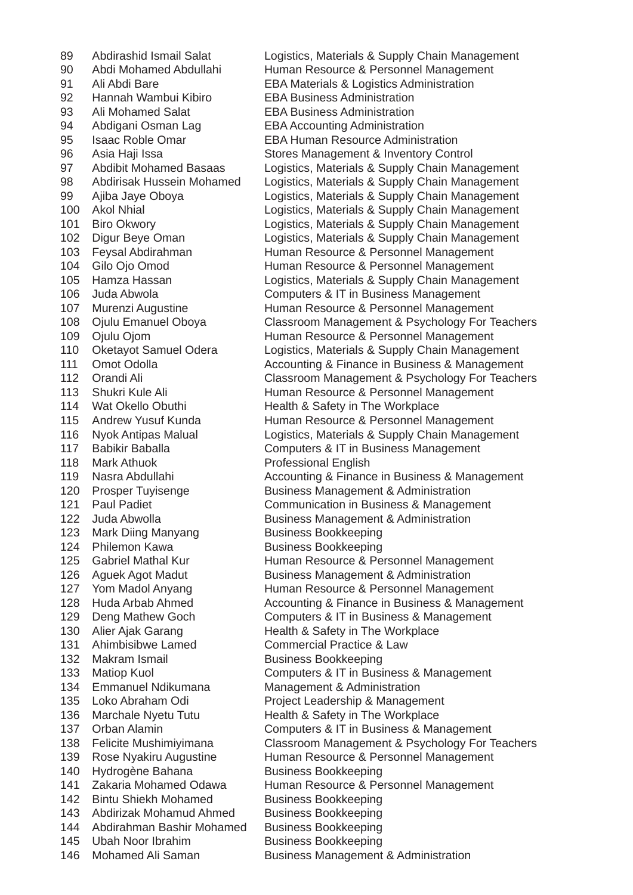| | | |
|---|---|---|
| 89 | Abdirashid Ismail Salat | Logistics, Materials & Supply Chain Management |
| 90 | Abdi Mohamed Abdullahi | Human Resource & Personnel Management |
| 91 | Ali Abdi Bare | EBA Materials & Logistics Administration |
| 92 | Hannah Wambui Kibiro | EBA Business Administration |
| 93 | Ali Mohamed Salat | EBA Business Administration |
| 94 | Abdigani Osman Lag | EBA Accounting Administration |
| 95 | Isaac Roble Omar | EBA Human Resource Administration |
| 96 | Asia Haji Issa | Stores Management & Inventory Control |
| 97 | Abdibit Mohamed Basaas | Logistics, Materials & Supply Chain Management |
| 98 | Abdirisak Hussein Mohamed | Logistics, Materials & Supply Chain Management |
| 99 | Ajiba Jaye Oboya | Logistics, Materials & Supply Chain Management |
| 100 | Akol Nhial | Logistics, Materials & Supply Chain Management |
| 101 | Biro Okwory | Logistics, Materials & Supply Chain Management |
| 102 | Digur Beye Oman | Logistics, Materials & Supply Chain Management |
| 103 | Feysal Abdirahman | Human Resource & Personnel Management |
| 104 | Gilo Ojo Omod | Human Resource & Personnel Management |
| 105 | Hamza Hassan | Logistics, Materials & Supply Chain Management |
| 106 | Juda Abwola | Computers & IT in Business Management |
| 107 | Murenzi Augustine | Human Resource & Personnel Management |
| 108 | Ojulu Emanuel Oboya | Classroom Management & Psychology For Teachers |
| 109 | Ojulu Ojom | Human Resource & Personnel Management |
| 110 | Oketayot Samuel Odera | Logistics, Materials & Supply Chain Management |
| 111 | Omot Odolla | Accounting & Finance in Business & Management |
| 112 | Orandi Ali | Classroom Management & Psychology For Teachers |
| 113 | Shukri Kule Ali | Human Resource & Personnel Management |
| 114 | Wat Okello Obuthi | Health & Safety in The Workplace |
| 115 | Andrew Yusuf Kunda | Human Resource & Personnel Management |
| 116 | Nyok Antipas Malual | Logistics, Materials & Supply Chain Management |
| 117 | Babikir Baballa | Computers & IT in Business Management |
| 118 | Mark Athuok | Professional English |
| 119 | Nasra Abdullahi | Accounting & Finance in Business & Management |
| 120 | Prosper Tuyisenge | Business Management & Administration |
| 121 | Paul Padiet | Communication in Business & Management |
| 122 | Juda Abwolla | Business Management & Administration |
| 123 | Mark Diing Manyang | Business Bookkeeping |
| 124 | Philemon Kawa | Business Bookkeeping |
| 125 | Gabriel Mathal Kur | Human Resource & Personnel Management |
| 126 | Aguek Agot Madut | Business Management & Administration |
| 127 | Yom Madol Anyang | Human Resource & Personnel Management |
| 128 | Huda Arbab Ahmed | Accounting & Finance in Business & Management |
| 129 | Deng Mathew Goch | Computers & IT in Business & Management |
| 130 | Alier Ajak Garang | Health & Safety in The Workplace |
| 131 | Ahimbisibwe Lamed | Commercial Practice & Law |
| 132 | Makram Ismail | Business Bookkeeping |
| 133 | Matiop Kuol | Computers & IT in Business & Management |
| 134 | Emmanuel Ndikumana | Management & Administration |
| 135 | Loko Abraham Odi | Project Leadership & Management |
| 136 | Marchale Nyetu Tutu | Health & Safety in The Workplace |
| 137 | Orban Alamin | Computers & IT in Business & Management |
| 138 | Felicite Mushimiyimana | Classroom Management & Psychology For Teachers |
| 139 | Rose Nyakiru Augustine | Human Resource & Personnel Management |
| 140 | Hydrogène Bahana | Business Bookkeeping |
| 141 | Zakaria Mohamed Odawa | Human Resource & Personnel Management |
| 142 | Bintu Shiekh Mohamed | Business Bookkeeping |
| 143 | Abdirizak Mohamud Ahmed | Business Bookkeeping |
| 144 | Abdirahman Bashir Mohamed | Business Bookkeeping |
| 145 | Ubah Noor Ibrahim | Business Bookkeeping |
| 146 | Mohamed Ali Saman | Business Management & Administration |